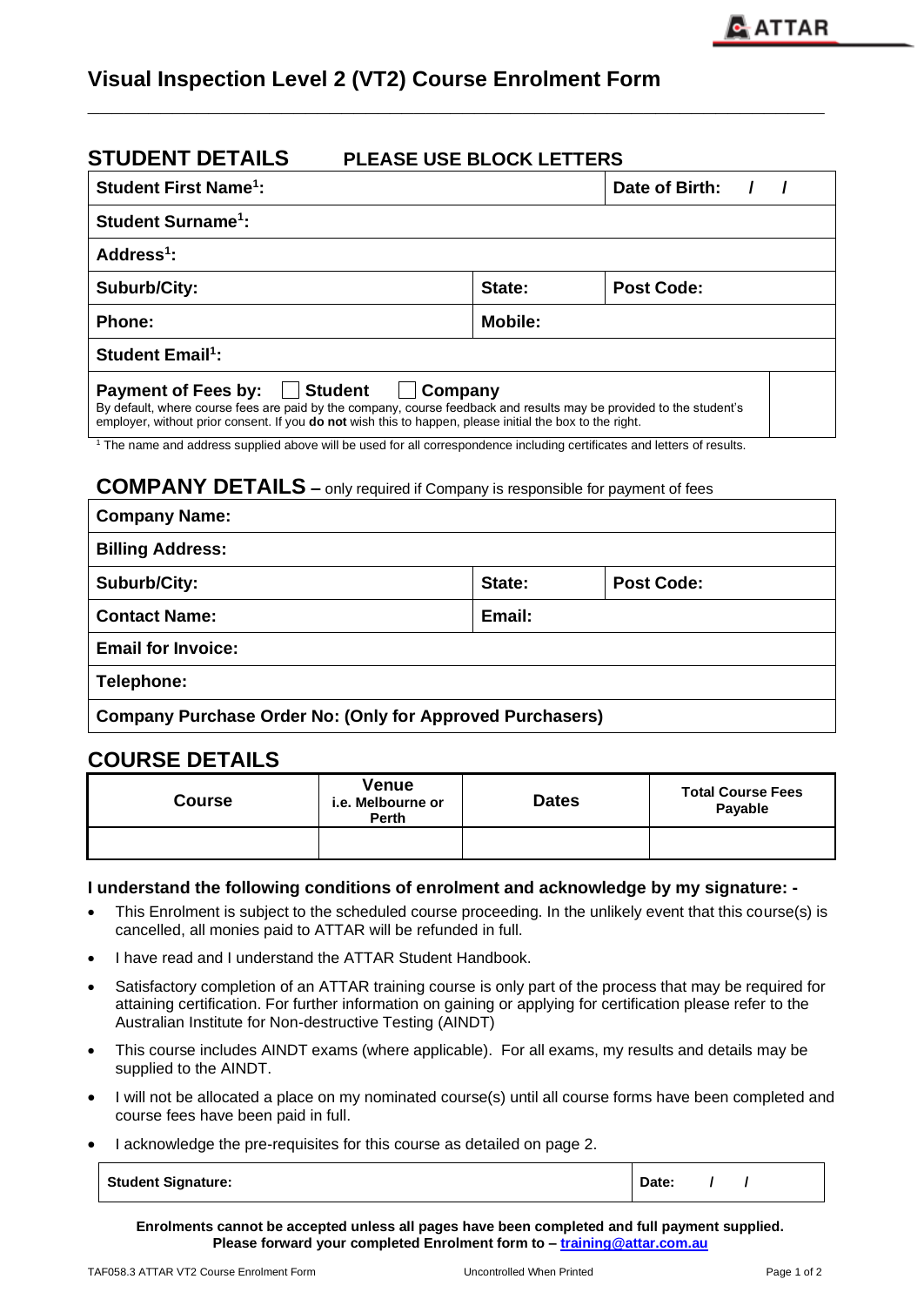# Visual Inspection Level 2 (VT2) Course Enrolment Form

## STUDENT DETAILS PLEASE USE BLOCK LETTERS

| | | |
|---|---|---|
| **Student First Name[1]:** | | **Date of Birth: / /** |
| **Student Surname[1]:** | | |
| **Address[1]:** | | |
| **Suburb/City:** | **State:** | **Post Code:** |
| **Phone:** | **Mobile:** | |
| **Student Email[1]:** | | |

**Payment of Fees by:** ☐ **Student** ☐ **Company**

By default, where course fees are paid by the company, course feedback and results may be provided to the student's employer, without prior consent. If you **do not** wish this to happen, please initial the box to the right.

[1] The name and address supplied above will be used for all correspondence including certificates and letters of results.

## COMPANY DETAILS – only required if Company is responsible for payment of fees

| | | |
|---|---|---|
| **Company Name:** | | |
| **Billing Address:** | | |
| **Suburb/City:** | **State:** | **Post Code:** |
| **Contact Name:** | **Email:** | |
| **Email for Invoice:** | | |
| **Telephone:** | | |
| **Company Purchase Order No: (Only for Approved Purchasers)** | | |

## COURSE DETAILS

| Course | Venue i.e. Melbourne or Perth | Dates | Total Course Fees Payable |
|---|---|---|---|
| | | | |

**I understand the following conditions of enrolment and acknowledge by my signature: -**

- This Enrolment is subject to the scheduled course proceeding. In the unlikely event that this course(s) is cancelled, all monies paid to ATTAR will be refunded in full.
- I have read and I understand the ATTAR Student Handbook.
- Satisfactory completion of an ATTAR training course is only part of the process that may be required for attaining certification. For further information on gaining or applying for certification please refer to the Australian Institute for Non-destructive Testing (AINDT)
- This course includes AINDT exams (where applicable). For all exams, my results and details may be supplied to the AINDT.
- I will not be allocated a place on my nominated course(s) until all course forms have been completed and course fees have been paid in full.
- I acknowledge the pre-requisites for this course as detailed on page 2.

| | |
|---|---|
| **Student Signature:** | **Date: / /** |

**Enrolments cannot be accepted unless all pages have been completed and full payment supplied.**
**Please forward your completed Enrolment form to – training@attar.com.au**

TAF058.3 ATTAR VT2 Course Enrolment Form Uncontrolled When Printed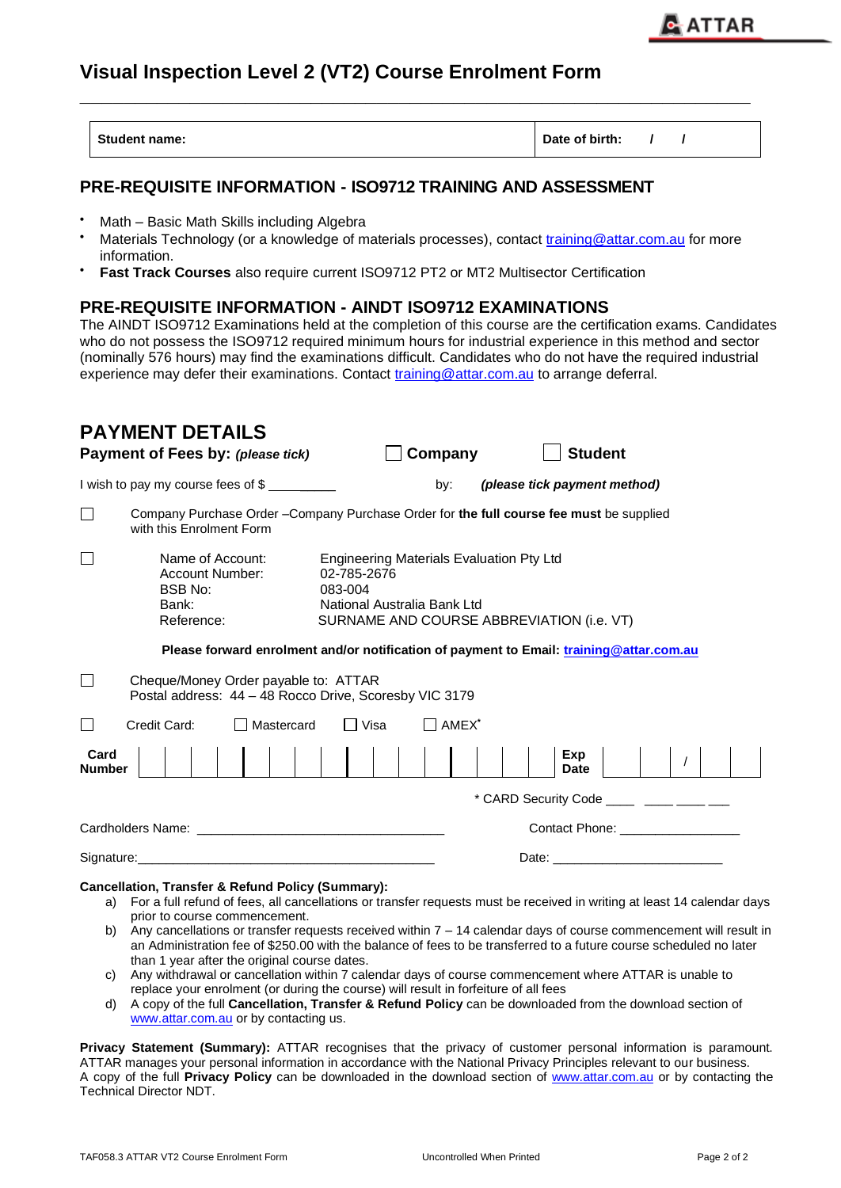# Visual Inspection Level 2 (VT2) Course Enrolment Form

| | |
|---|---|
| **Student name:** | **Date of birth:** / / |

## PRE-REQUISITE INFORMATION - ISO9712 TRAINING AND ASSESSMENT

- Math – Basic Math Skills including Algebra
- Materials Technology (or a knowledge of materials processes), contact training@attar.com.au for more information.
- **Fast Track Courses** also require current ISO9712 PT2 or MT2 Multisector Certification

## PRE-REQUISITE INFORMATION - AINDT ISO9712 EXAMINATIONS

The AINDT ISO9712 Examinations held at the completion of this course are the certification exams. Candidates who do not possess the ISO9712 required minimum hours for industrial experience in this method and sector (nominally 576 hours) may find the examinations difficult. Candidates who do not have the required industrial experience may defer their examinations. Contact training@attar.com.au to arrange deferral.

## PAYMENT DETAILS

**Payment of Fees by:** ***(please tick)*** ☐ **Company** ☐ **Student**

I wish to pay my course fees of $ _________ by: ***(please tick payment method)***

☐ Company Purchase Order –Company Purchase Order for **the full course fee must** be supplied with this Enrolment Form

☐

| | |
|---|---|
| Name of Account: | Engineering Materials Evaluation Pty Ltd |
| Account Number: | 02-785-2676 |
| BSB No: | 083-004 |
| Bank: | National Australia Bank Ltd |
| Reference: | SURNAME AND COURSE ABBREVIATION (i.e. VT) |

**Please forward enrolment and/or notification of payment to Email: training@attar.com.au**

☐ Cheque/Money Order payable to: ATTAR
Postal address: 44 – 48 Rocco Drive, Scoresby VIC 3179

☐ Credit Card: ☐ Mastercard ☐ Visa ☐ AMEX*

**Card Number** | | | | | | | | | | | | | | | | | **Exp Date** | | | / | |

* CARD Security Code ____ ____ ____ ___

Cardholders Name: ________________________________ Contact Phone: ________________

Signature:________________________________________ Date: ________________________

**Cancellation, Transfer & Refund Policy (Summary):**

a) For a full refund of fees, all cancellations or transfer requests must be received in writing at least 14 calendar days prior to course commencement.
b) Any cancellations or transfer requests received within 7 – 14 calendar days of course commencement will result in an Administration fee of $250.00 with the balance of fees to be transferred to a future course scheduled no later than 1 year after the original course dates.
c) Any withdrawal or cancellation within 7 calendar days of course commencement where ATTAR is unable to replace your enrolment (or during the course) will result in forfeiture of all fees
d) A copy of the full **Cancellation, Transfer & Refund Policy** can be downloaded from the download section of www.attar.com.au or by contacting us.

**Privacy Statement (Summary):** ATTAR recognises that the privacy of customer personal information is paramount. ATTAR manages your personal information in accordance with the National Privacy Principles relevant to our business. A copy of the full **Privacy Policy** can be downloaded in the download section of www.attar.com.au or by contacting the Technical Director NDT.